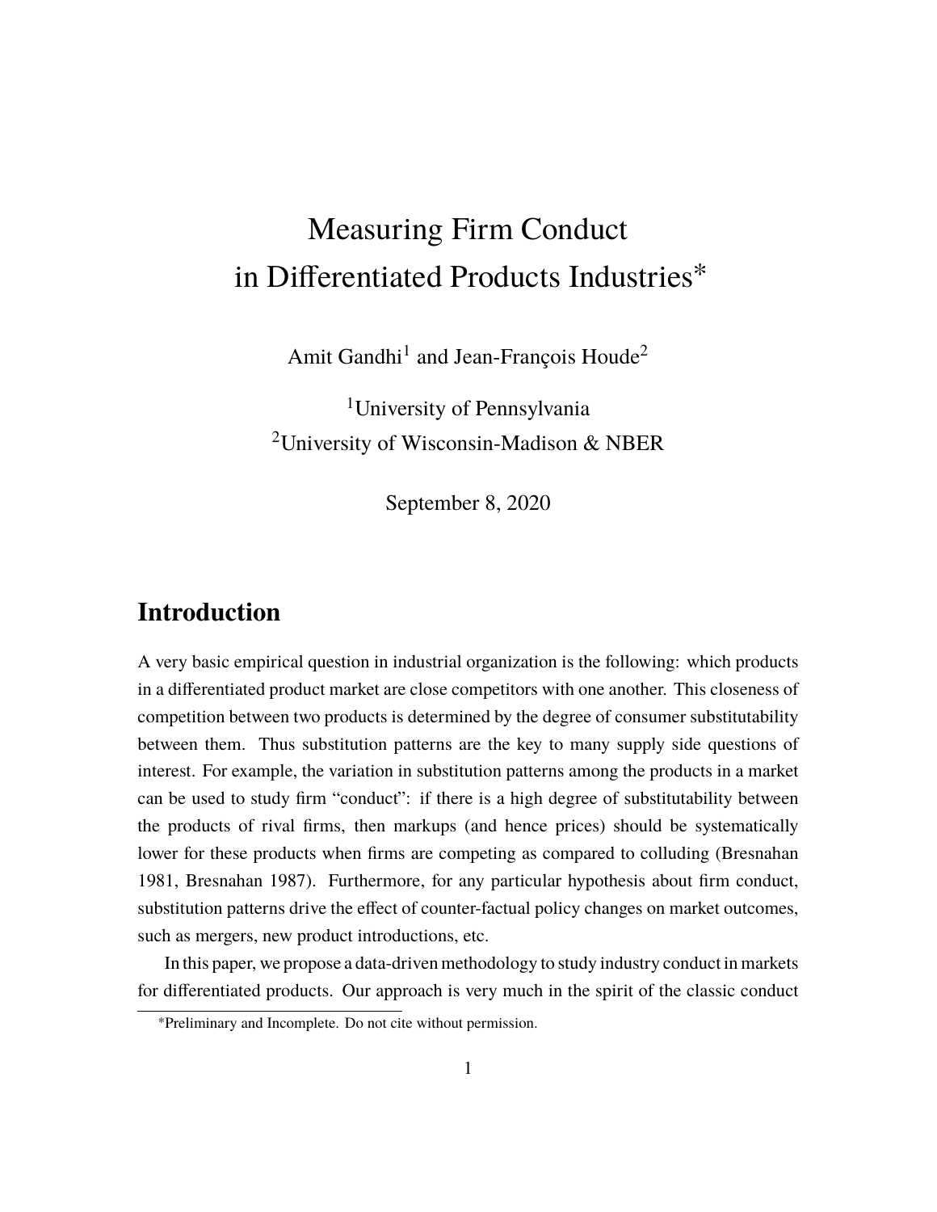# Measuring Firm Conduct in Differentiated Products Industries*

Amit Gandhi[1] and Jean-François Houde[2]

[1]University of Pennsylvania
[2]University of Wisconsin-Madison & NBER

September 8, 2020

## Introduction

A very basic empirical question in industrial organization is the following: which products in a differentiated product market are close competitors with one another. This closeness of competition between two products is determined by the degree of consumer substitutability between them. Thus substitution patterns are the key to many supply side questions of interest. For example, the variation in substitution patterns among the products in a market can be used to study firm "conduct": if there is a high degree of substitutability between the products of rival firms, then markups (and hence prices) should be systematically lower for these products when firms are competing as compared to colluding (Bresnahan 1981, Bresnahan 1987). Furthermore, for any particular hypothesis about firm conduct, substitution patterns drive the effect of counter-factual policy changes on market outcomes, such as mergers, new product introductions, etc.

In this paper, we propose a data-driven methodology to study industry conduct in markets for differentiated products. Our approach is very much in the spirit of the classic conduct

*Preliminary and Incomplete. Do not cite without permission.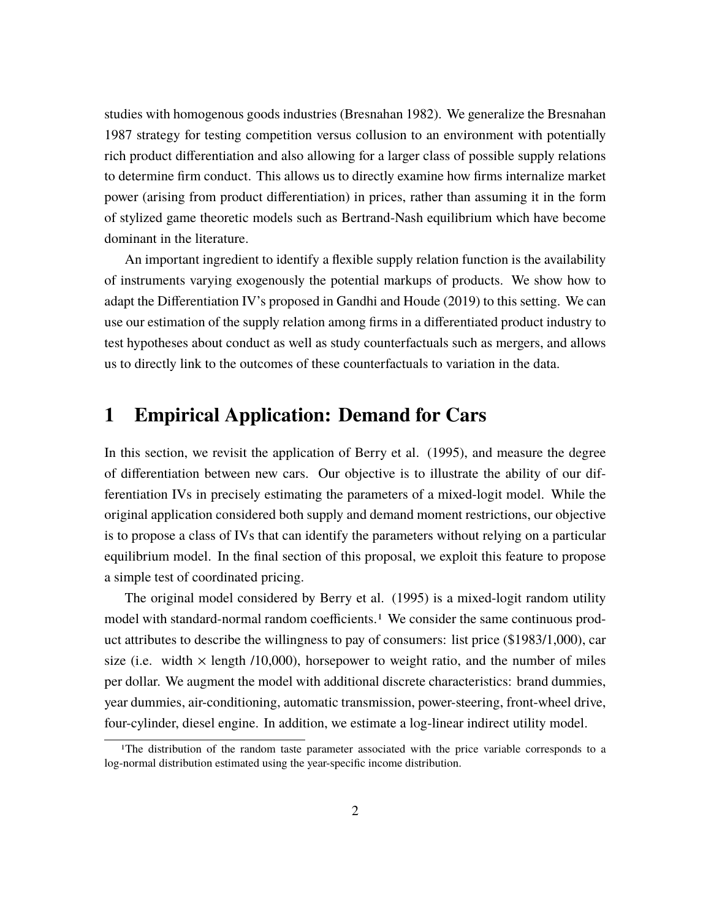studies with homogenous goods industries (Bresnahan 1982). We generalize the Bresnahan 1987 strategy for testing competition versus collusion to an environment with potentially rich product differentiation and also allowing for a larger class of possible supply relations to determine firm conduct. This allows us to directly examine how firms internalize market power (arising from product differentiation) in prices, rather than assuming it in the form of stylized game theoretic models such as Bertrand-Nash equilibrium which have become dominant in the literature.

An important ingredient to identify a flexible supply relation function is the availability of instruments varying exogenously the potential markups of products. We show how to adapt the Differentiation IV's proposed in Gandhi and Houde (2019) to this setting. We can use our estimation of the supply relation among firms in a differentiated product industry to test hypotheses about conduct as well as study counterfactuals such as mergers, and allows us to directly link to the outcomes of these counterfactuals to variation in the data.

# 1 Empirical Application: Demand for Cars

In this section, we revisit the application of Berry et al. (1995), and measure the degree of differentiation between new cars. Our objective is to illustrate the ability of our differentiation IVs in precisely estimating the parameters of a mixed-logit model. While the original application considered both supply and demand moment restrictions, our objective is to propose a class of IVs that can identify the parameters without relying on a particular equilibrium model. In the final section of this proposal, we exploit this feature to propose a simple test of coordinated pricing.

The original model considered by Berry et al. (1995) is a mixed-logit random utility model with standard-normal random coefficients.[1] We consider the same continuous product attributes to describe the willingness to pay of consumers: list price (\$1983/1,000), car size (i.e. width $\times$ length /10,000), horsepower to weight ratio, and the number of miles per dollar. We augment the model with additional discrete characteristics: brand dummies, year dummies, air-conditioning, automatic transmission, power-steering, front-wheel drive, four-cylinder, diesel engine. In addition, we estimate a log-linear indirect utility model.

[1] The distribution of the random taste parameter associated with the price variable corresponds to a log-normal distribution estimated using the year-specific income distribution.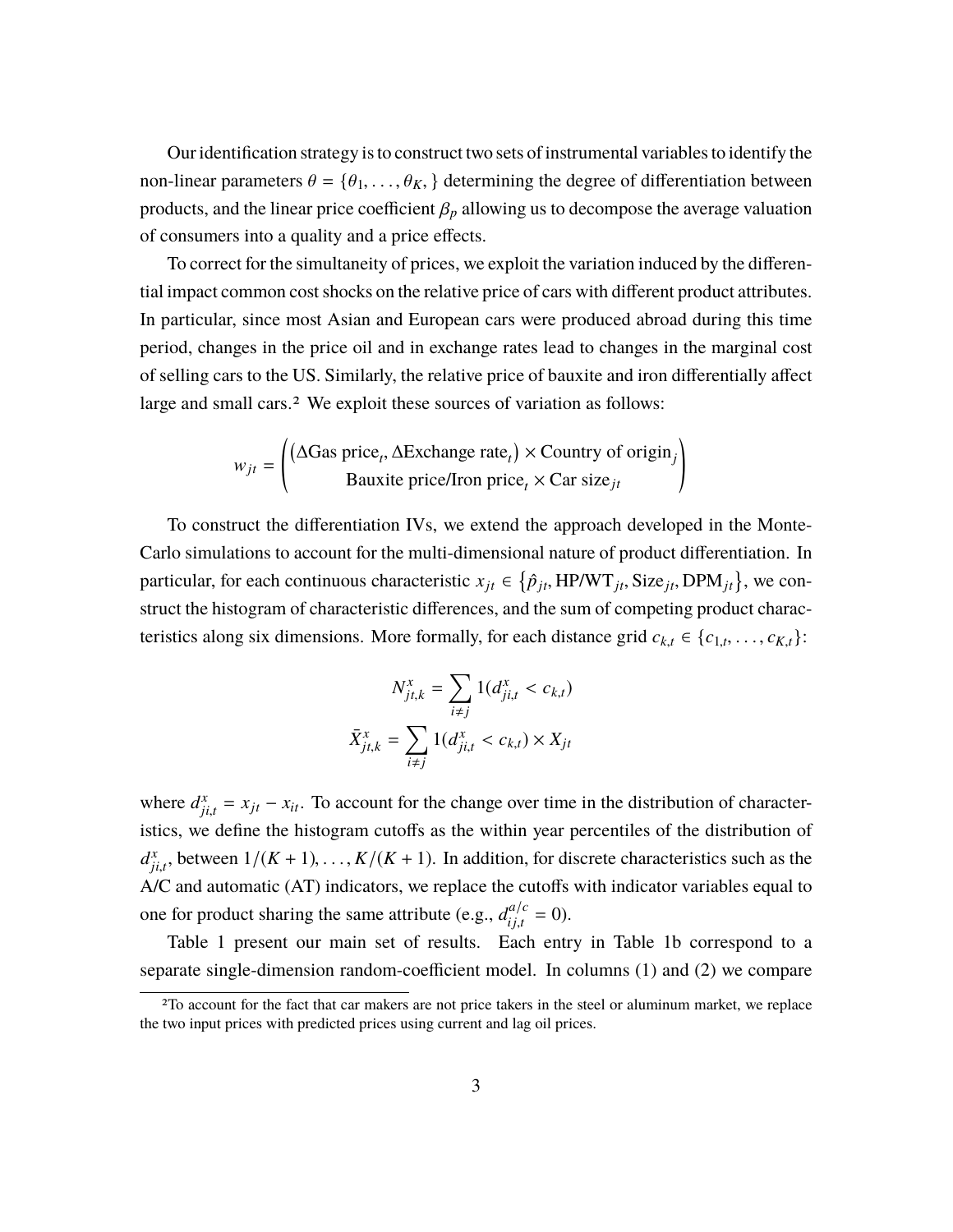Our identification strategy is to construct two sets of instrumental variables to identify the non-linear parameters $\theta = \{\theta_1, \ldots, \theta_K, \}$ determining the degree of differentiation between products, and the linear price coefficient $\beta_p$ allowing us to decompose the average valuation of consumers into a quality and a price effects.

To correct for the simultaneity of prices, we exploit the variation induced by the differential impact common cost shocks on the relative price of cars with different product attributes. In particular, since most Asian and European cars were produced abroad during this time period, changes in the price oil and in exchange rates lead to changes in the marginal cost of selling cars to the US. Similarly, the relative price of bauxite and iron differentially affect large and small cars.[2] We exploit these sources of variation as follows:

$$w_{jt} = \begin{pmatrix} \left(\Delta\text{Gas price}_t, \Delta\text{Exchange rate}_t\right) \times \text{Country of origin}_j \\ \text{Bauxite price/Iron price}_t \times \text{Car size}_{jt} \end{pmatrix}$$

To construct the differentiation IVs, we extend the approach developed in the Monte-Carlo simulations to account for the multi-dimensional nature of product differentiation. In particular, for each continuous characteristic $x_{jt} \in \left\{\hat{p}_{jt}, \text{HP/WT}_{jt}, \text{Size}_{jt}, \text{DPM}_{jt}\right\}$, we construct the histogram of characteristic differences, and the sum of competing product characteristics along six dimensions. More formally, for each distance grid $c_{k,t} \in \{c_{1,t}, \ldots, c_{K,t}\}$:

$$N^x_{jt,k} = \sum_{i \neq j} 1(d^x_{ji,t} < c_{k,t})$$

$$\bar{X}^x_{jt,k} = \sum_{i \neq j} 1(d^x_{ji,t} < c_{k,t}) \times X_{jt}$$

where $d^x_{ji,t} = x_{jt} - x_{it}$. To account for the change over time in the distribution of characteristics, we define the histogram cutoffs as the within year percentiles of the distribution of $d^x_{ji,t}$, between $1/(K+1), \ldots, K/(K+1)$. In addition, for discrete characteristics such as the A/C and automatic (AT) indicators, we replace the cutoffs with indicator variables equal to one for product sharing the same attribute (e.g., $d^{a/c}_{ij,t} = 0$).

Table 1 present our main set of results. Each entry in Table 1b correspond to a separate single-dimension random-coefficient model. In columns (1) and (2) we compare

[2] To account for the fact that car makers are not price takers in the steel or aluminum market, we replace the two input prices with predicted prices using current and lag oil prices.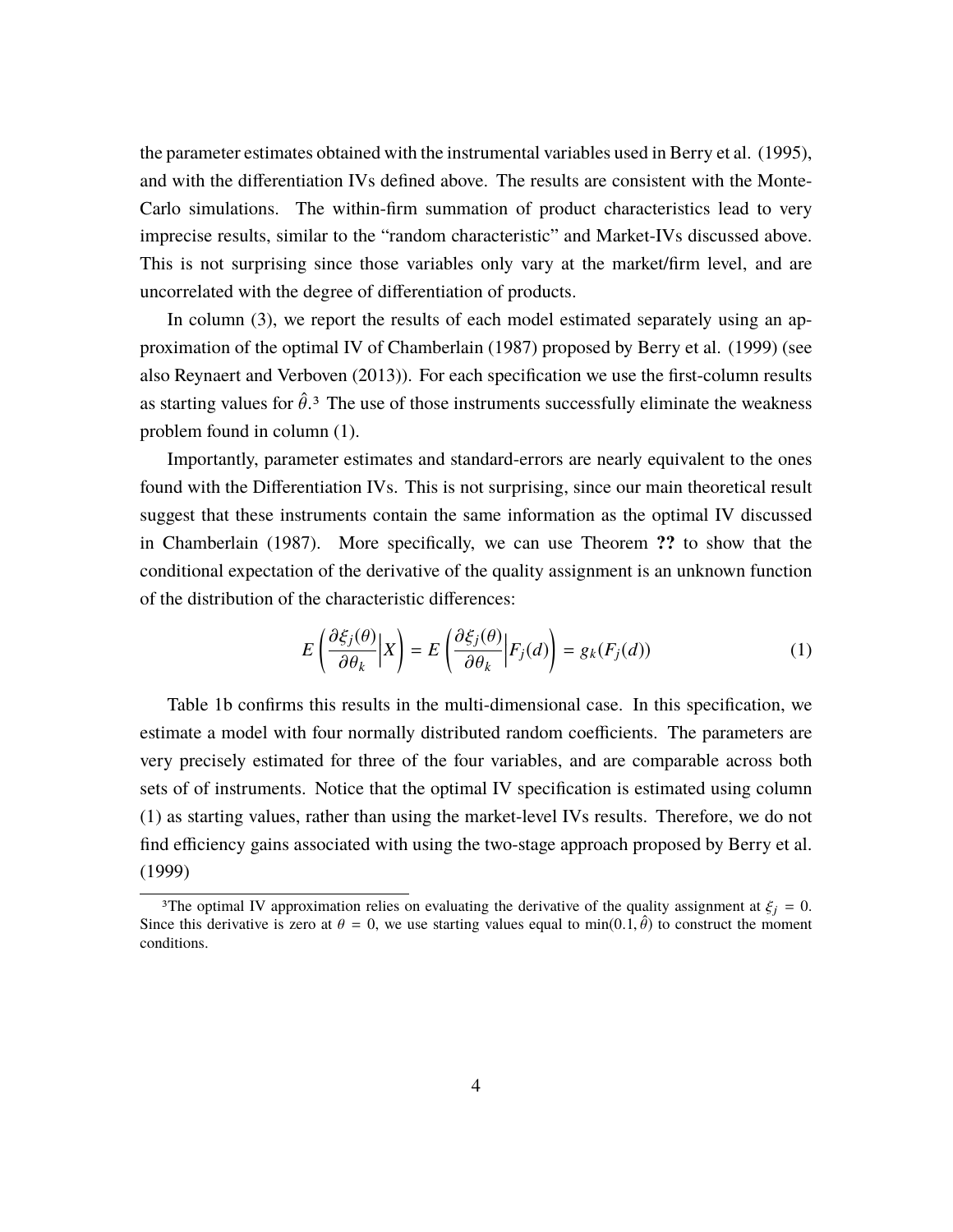the parameter estimates obtained with the instrumental variables used in Berry et al. (1995), and with the differentiation IVs defined above. The results are consistent with the Monte-Carlo simulations. The within-firm summation of product characteristics lead to very imprecise results, similar to the "random characteristic" and Market-IVs discussed above. This is not surprising since those variables only vary at the market/firm level, and are uncorrelated with the degree of differentiation of products.

In column (3), we report the results of each model estimated separately using an approximation of the optimal IV of Chamberlain (1987) proposed by Berry et al. (1999) (see also Reynaert and Verboven (2013)). For each specification we use the first-column results as starting values for $\hat{\theta}$.[3] The use of those instruments successfully eliminate the weakness problem found in column (1).

Importantly, parameter estimates and standard-errors are nearly equivalent to the ones found with the Differentiation IVs. This is not surprising, since our main theoretical result suggest that these instruments contain the same information as the optimal IV discussed in Chamberlain (1987). More specifically, we can use Theorem **??** to show that the conditional expectation of the derivative of the quality assignment is an unknown function of the distribution of the characteristic differences:

$$E\left(\frac{\partial \xi_j(\theta)}{\partial \theta_k}\Big| X\right) = E\left(\frac{\partial \xi_j(\theta)}{\partial \theta_k}\Big| F_j(d)\right) = g_k(F_j(d)) \tag{1}$$

Table 1b confirms this results in the multi-dimensional case. In this specification, we estimate a model with four normally distributed random coefficients. The parameters are very precisely estimated for three of the four variables, and are comparable across both sets of of instruments. Notice that the optimal IV specification is estimated using column (1) as starting values, rather than using the market-level IVs results. Therefore, we do not find efficiency gains associated with using the two-stage approach proposed by Berry et al. (1999)

[3]The optimal IV approximation relies on evaluating the derivative of the quality assignment at $\xi_j = 0$. Since this derivative is zero at $\theta = 0$, we use starting values equal to $\min(0.1, \hat{\theta})$ to construct the moment conditions.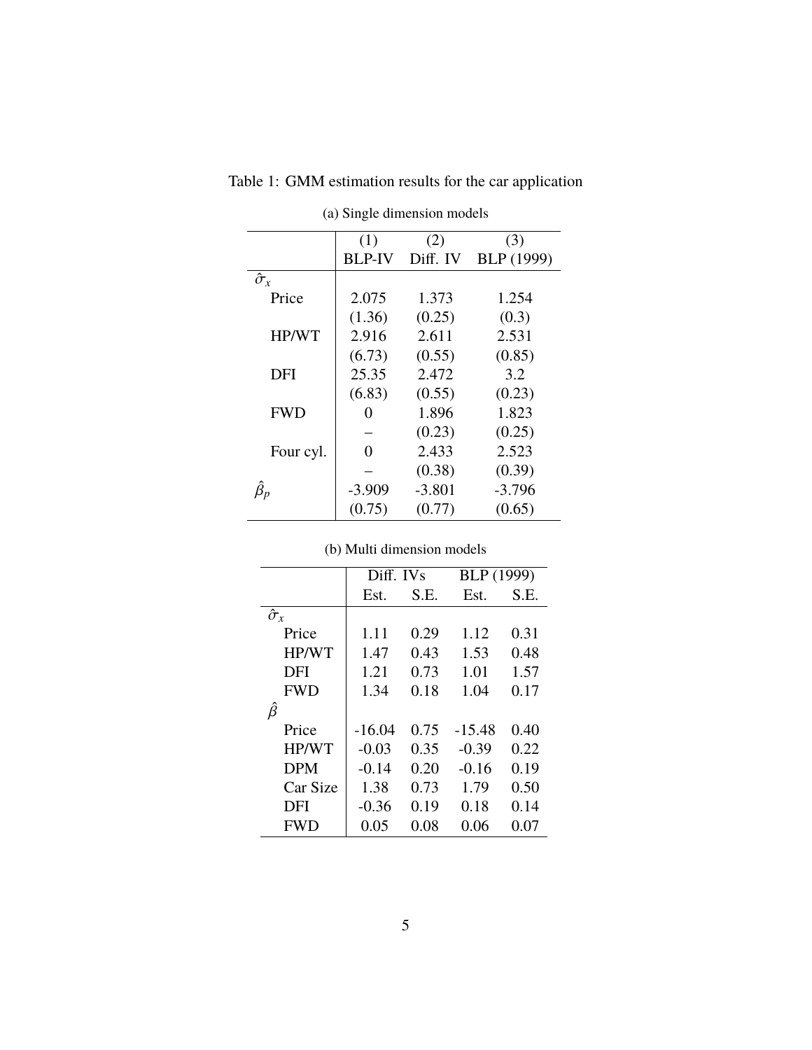Table 1: GMM estimation results for the car application

(a) Single dimension models

| | (1) BLP-IV | (2) Diff. IV | (3) BLP (1999) |
|---|---|---|---|
| $\hat{\sigma}_x$ | | | |
| Price | 2.075 | 1.373 | 1.254 |
| | (1.36) | (0.25) | (0.3) |
| HP/WT | 2.916 | 2.611 | 2.531 |
| | (6.73) | (0.55) | (0.85) |
| DFI | 25.35 | 2.472 | 3.2 |
| | (6.83) | (0.55) | (0.23) |
| FWD | 0 | 1.896 | 1.823 |
| | – | (0.23) | (0.25) |
| Four cyl. | 0 | 2.433 | 2.523 |
| | – | (0.38) | (0.39) |
| $\hat{\beta}_p$ | -3.909 | -3.801 | -3.796 |
| | (0.75) | (0.77) | (0.65) |

(b) Multi dimension models

| | Diff. IVs | | BLP (1999) | |
|---|---|---|---|---|
| | Est. | S.E. | Est. | S.E. |
| $\hat{\sigma}_x$ | | | | |
| Price | 1.11 | 0.29 | 1.12 | 0.31 |
| HP/WT | 1.47 | 0.43 | 1.53 | 0.48 |
| DFI | 1.21 | 0.73 | 1.01 | 1.57 |
| FWD | 1.34 | 0.18 | 1.04 | 0.17 |
| $\hat{\beta}$ | | | | |
| Price | -16.04 | 0.75 | -15.48 | 0.40 |
| HP/WT | -0.03 | 0.35 | -0.39 | 0.22 |
| DPM | -0.14 | 0.20 | -0.16 | 0.19 |
| Car Size | 1.38 | 0.73 | 1.79 | 0.50 |
| DFI | -0.36 | 0.19 | 0.18 | 0.14 |
| FWD | 0.05 | 0.08 | 0.06 | 0.07 |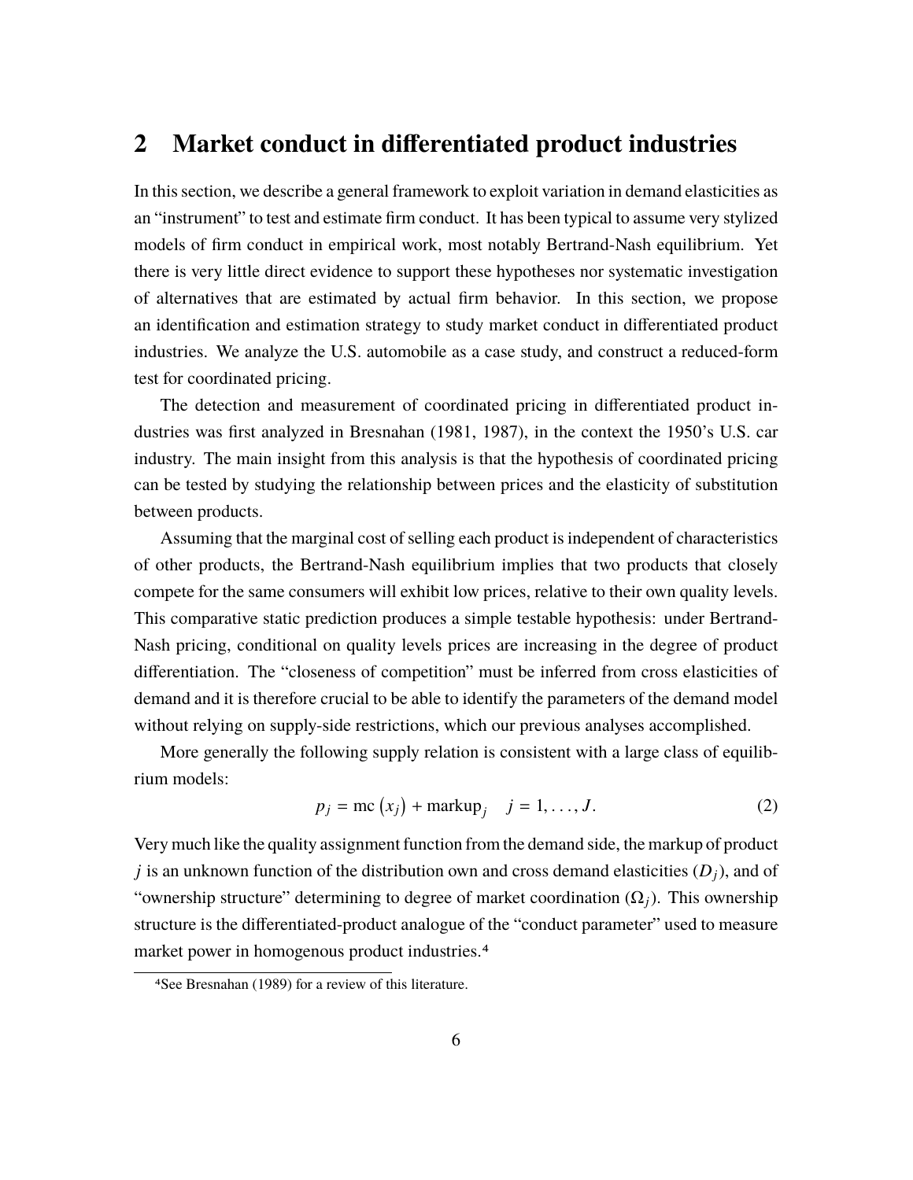## 2 Market conduct in differentiated product industries

In this section, we describe a general framework to exploit variation in demand elasticities as an "instrument" to test and estimate firm conduct. It has been typical to assume very stylized models of firm conduct in empirical work, most notably Bertrand-Nash equilibrium. Yet there is very little direct evidence to support these hypotheses nor systematic investigation of alternatives that are estimated by actual firm behavior. In this section, we propose an identification and estimation strategy to study market conduct in differentiated product industries. We analyze the U.S. automobile as a case study, and construct a reduced-form test for coordinated pricing.

The detection and measurement of coordinated pricing in differentiated product industries was first analyzed in Bresnahan (1981, 1987), in the context the 1950's U.S. car industry. The main insight from this analysis is that the hypothesis of coordinated pricing can be tested by studying the relationship between prices and the elasticity of substitution between products.

Assuming that the marginal cost of selling each product is independent of characteristics of other products, the Bertrand-Nash equilibrium implies that two products that closely compete for the same consumers will exhibit low prices, relative to their own quality levels. This comparative static prediction produces a simple testable hypothesis: under Bertrand-Nash pricing, conditional on quality levels prices are increasing in the degree of product differentiation. The "closeness of competition" must be inferred from cross elasticities of demand and it is therefore crucial to be able to identify the parameters of the demand model without relying on supply-side restrictions, which our previous analyses accomplished.

More generally the following supply relation is consistent with a large class of equilibrium models:

$$p_j = \text{mc}\left(x_j\right) + \text{markup}_j \quad j = 1, \ldots, J. \tag{2}$$

Very much like the quality assignment function from the demand side, the markup of product $j$ is an unknown function of the distribution own and cross demand elasticities ($D_j$), and of "ownership structure" determining to degree of market coordination ($\Omega_j$). This ownership structure is the differentiated-product analogue of the "conduct parameter" used to measure market power in homogenous product industries.[4]

[4] See Bresnahan (1989) for a review of this literature.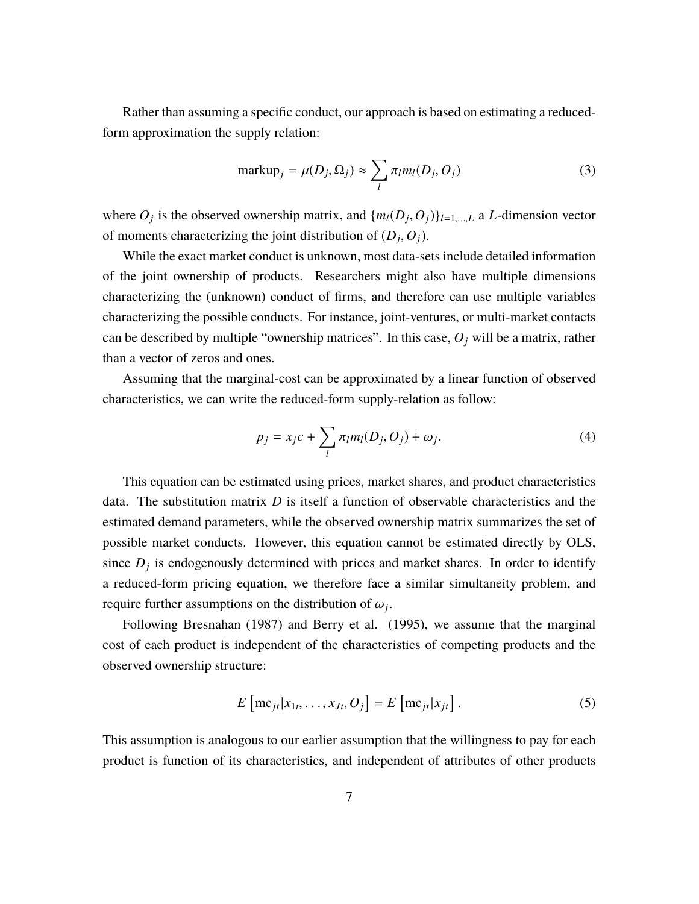Rather than assuming a specific conduct, our approach is based on estimating a reduced-form approximation the supply relation:

$$\text{markup}_j = \mu(D_j, \Omega_j) \approx \sum_l \pi_l m_l(D_j, O_j) \tag{3}$$

where $O_j$ is the observed ownership matrix, and $\{m_l(D_j, O_j)\}_{l=1,\ldots,L}$ a $L$-dimension vector of moments characterizing the joint distribution of $(D_j, O_j)$.

While the exact market conduct is unknown, most data-sets include detailed information of the joint ownership of products. Researchers might also have multiple dimensions characterizing the (unknown) conduct of firms, and therefore can use multiple variables characterizing the possible conducts. For instance, joint-ventures, or multi-market contacts can be described by multiple "ownership matrices". In this case, $O_j$ will be a matrix, rather than a vector of zeros and ones.

Assuming that the marginal-cost can be approximated by a linear function of observed characteristics, we can write the reduced-form supply-relation as follow:

$$p_j = x_j c + \sum_l \pi_l m_l(D_j, O_j) + \omega_j. \tag{4}$$

This equation can be estimated using prices, market shares, and product characteristics data. The substitution matrix $D$ is itself a function of observable characteristics and the estimated demand parameters, while the observed ownership matrix summarizes the set of possible market conducts. However, this equation cannot be estimated directly by OLS, since $D_j$ is endogenously determined with prices and market shares. In order to identify a reduced-form pricing equation, we therefore face a similar simultaneity problem, and require further assumptions on the distribution of $\omega_j$.

Following Bresnahan (1987) and Berry et al. (1995), we assume that the marginal cost of each product is independent of the characteristics of competing products and the observed ownership structure:

$$E\left[\text{mc}_{jt} | x_{1t}, \ldots, x_{Jt}, O_j\right] = E\left[\text{mc}_{jt} | x_{jt}\right]. \tag{5}$$

This assumption is analogous to our earlier assumption that the willingness to pay for each product is function of its characteristics, and independent of attributes of other products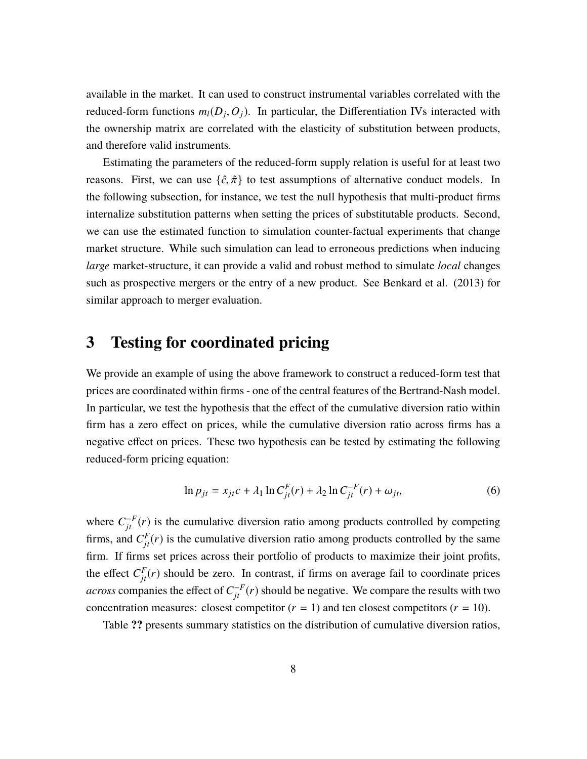available in the market. It can used to construct instrumental variables correlated with the reduced-form functions $m_l(D_j, O_j)$. In particular, the Differentiation IVs interacted with the ownership matrix are correlated with the elasticity of substitution between products, and therefore valid instruments.

Estimating the parameters of the reduced-form supply relation is useful for at least two reasons. First, we can use $\{\hat{c}, \hat{\pi}\}$ to test assumptions of alternative conduct models. In the following subsection, for instance, we test the null hypothesis that multi-product firms internalize substitution patterns when setting the prices of substitutable products. Second, we can use the estimated function to simulation counter-factual experiments that change market structure. While such simulation can lead to erroneous predictions when inducing *large* market-structure, it can provide a valid and robust method to simulate *local* changes such as prospective mergers or the entry of a new product. See Benkard et al. (2013) for similar approach to merger evaluation.

# 3 Testing for coordinated pricing

We provide an example of using the above framework to construct a reduced-form test that prices are coordinated within firms - one of the central features of the Bertrand-Nash model. In particular, we test the hypothesis that the effect of the cumulative diversion ratio within firm has a zero effect on prices, while the cumulative diversion ratio across firms has a negative effect on prices. These two hypothesis can be tested by estimating the following reduced-form pricing equation:

$$\ln p_{jt} = x_{jt}c + \lambda_1 \ln C^{F}_{jt}(r) + \lambda_2 \ln C^{-F}_{jt}(r) + \omega_{jt}, \tag{6}$$

where $C^{-F}_{jt}(r)$ is the cumulative diversion ratio among products controlled by competing firms, and $C^{F}_{jt}(r)$ is the cumulative diversion ratio among products controlled by the same firm. If firms set prices across their portfolio of products to maximize their joint profits, the effect $C^{F}_{jt}(r)$ should be zero. In contrast, if firms on average fail to coordinate prices *across* companies the effect of $C^{-F}_{jt}(r)$ should be negative. We compare the results with two concentration measures: closest competitor ($r = 1$) and ten closest competitors ($r = 10$).

Table **??** presents summary statistics on the distribution of cumulative diversion ratios,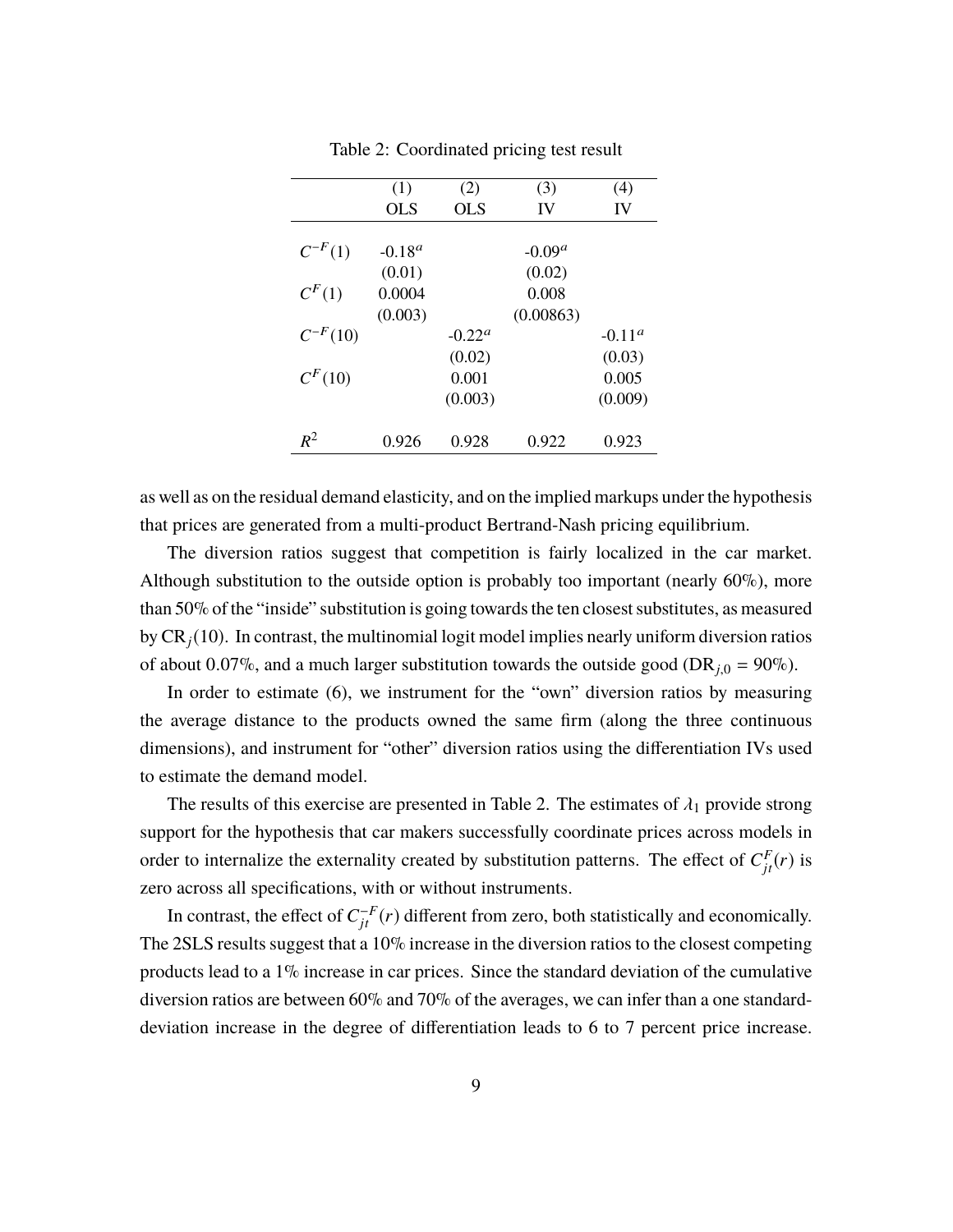Table 2: Coordinated pricing test result

| | (1) | (2) | (3) | (4) |
|---|---|---|---|---|
| | OLS | OLS | IV | IV |
| $C^{-F}(1)$ | -0.18[a] | | -0.09[a] | |
| | (0.01) | | (0.02) | |
| $C^{F}(1)$ | 0.0004 | | 0.008 | |
| | (0.003) | | (0.00863) | |
| $C^{-F}(10)$ | | -0.22[a] | | -0.11[a] |
| | | (0.02) | | (0.03) |
| $C^{F}(10)$ | | 0.001 | | 0.005 |
| | | (0.003) | | (0.009) |
| $R^2$ | 0.926 | 0.928 | 0.922 | 0.923 |

as well as on the residual demand elasticity, and on the implied markups under the hypothesis that prices are generated from a multi-product Bertrand-Nash pricing equilibrium.

The diversion ratios suggest that competition is fairly localized in the car market. Although substitution to the outside option is probably too important (nearly 60%), more than 50% of the "inside" substitution is going towards the ten closest substitutes, as measured by $\text{CR}_j(10)$. In contrast, the multinomial logit model implies nearly uniform diversion ratios of about 0.07%, and a much larger substitution towards the outside good ($\text{DR}_{j,0} = 90\%$).

In order to estimate (6), we instrument for the "own" diversion ratios by measuring the average distance to the products owned the same firm (along the three continuous dimensions), and instrument for "other" diversion ratios using the differentiation IVs used to estimate the demand model.

The results of this exercise are presented in Table 2. The estimates of $\lambda_1$ provide strong support for the hypothesis that car makers successfully coordinate prices across models in order to internalize the externality created by substitution patterns. The effect of $C_{jt}^{F}(r)$ is zero across all specifications, with or without instruments.

In contrast, the effect of $C_{jt}^{-F}(r)$ different from zero, both statistically and economically. The 2SLS results suggest that a 10% increase in the diversion ratios to the closest competing products lead to a 1% increase in car prices. Since the standard deviation of the cumulative diversion ratios are between 60% and 70% of the averages, we can infer than a one standard-deviation increase in the degree of differentiation leads to 6 to 7 percent price increase.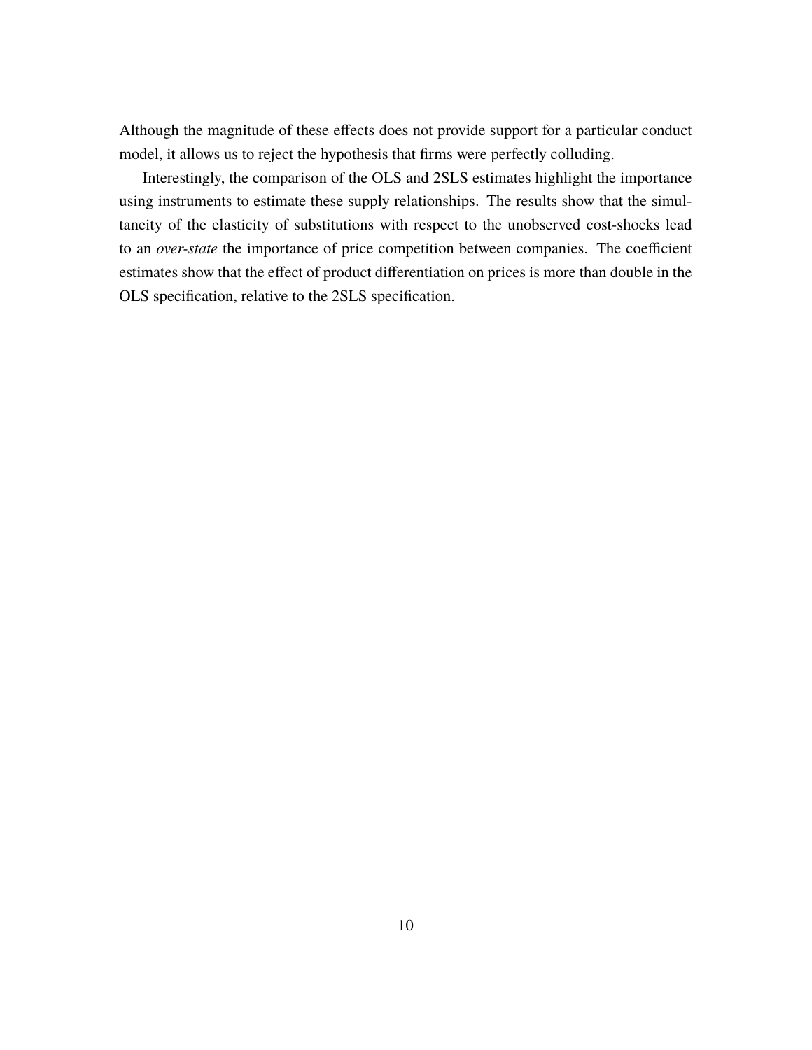Although the magnitude of these effects does not provide support for a particular conduct model, it allows us to reject the hypothesis that firms were perfectly colluding.

Interestingly, the comparison of the OLS and 2SLS estimates highlight the importance using instruments to estimate these supply relationships. The results show that the simultaneity of the elasticity of substitutions with respect to the unobserved cost-shocks lead to an *over-state* the importance of price competition between companies. The coefficient estimates show that the effect of product differentiation on prices is more than double in the OLS specification, relative to the 2SLS specification.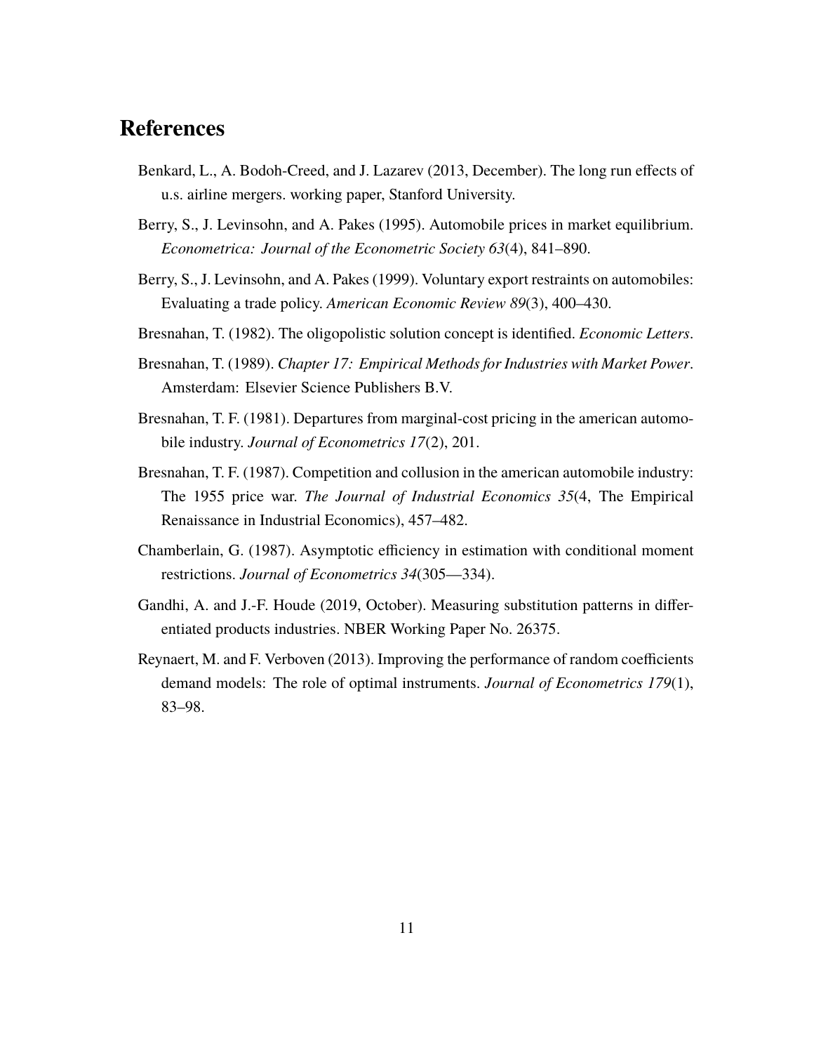# References

Benkard, L., A. Bodoh-Creed, and J. Lazarev (2013, December). The long run effects of u.s. airline mergers. working paper, Stanford University.

Berry, S., J. Levinsohn, and A. Pakes (1995). Automobile prices in market equilibrium. *Econometrica: Journal of the Econometric Society 63*(4), 841–890.

Berry, S., J. Levinsohn, and A. Pakes (1999). Voluntary export restraints on automobiles: Evaluating a trade policy. *American Economic Review 89*(3), 400–430.

Bresnahan, T. (1982). The oligopolistic solution concept is identified. *Economic Letters*.

Bresnahan, T. (1989). *Chapter 17: Empirical Methods for Industries with Market Power*. Amsterdam: Elsevier Science Publishers B.V.

Bresnahan, T. F. (1981). Departures from marginal-cost pricing in the american automobile industry. *Journal of Econometrics 17*(2), 201.

Bresnahan, T. F. (1987). Competition and collusion in the american automobile industry: The 1955 price war. *The Journal of Industrial Economics 35*(4, The Empirical Renaissance in Industrial Economics), 457–482.

Chamberlain, G. (1987). Asymptotic efficiency in estimation with conditional moment restrictions. *Journal of Econometrics 34*(305—334).

Gandhi, A. and J.-F. Houde (2019, October). Measuring substitution patterns in differentiated products industries. NBER Working Paper No. 26375.

Reynaert, M. and F. Verboven (2013). Improving the performance of random coefficients demand models: The role of optimal instruments. *Journal of Econometrics 179*(1), 83–98.